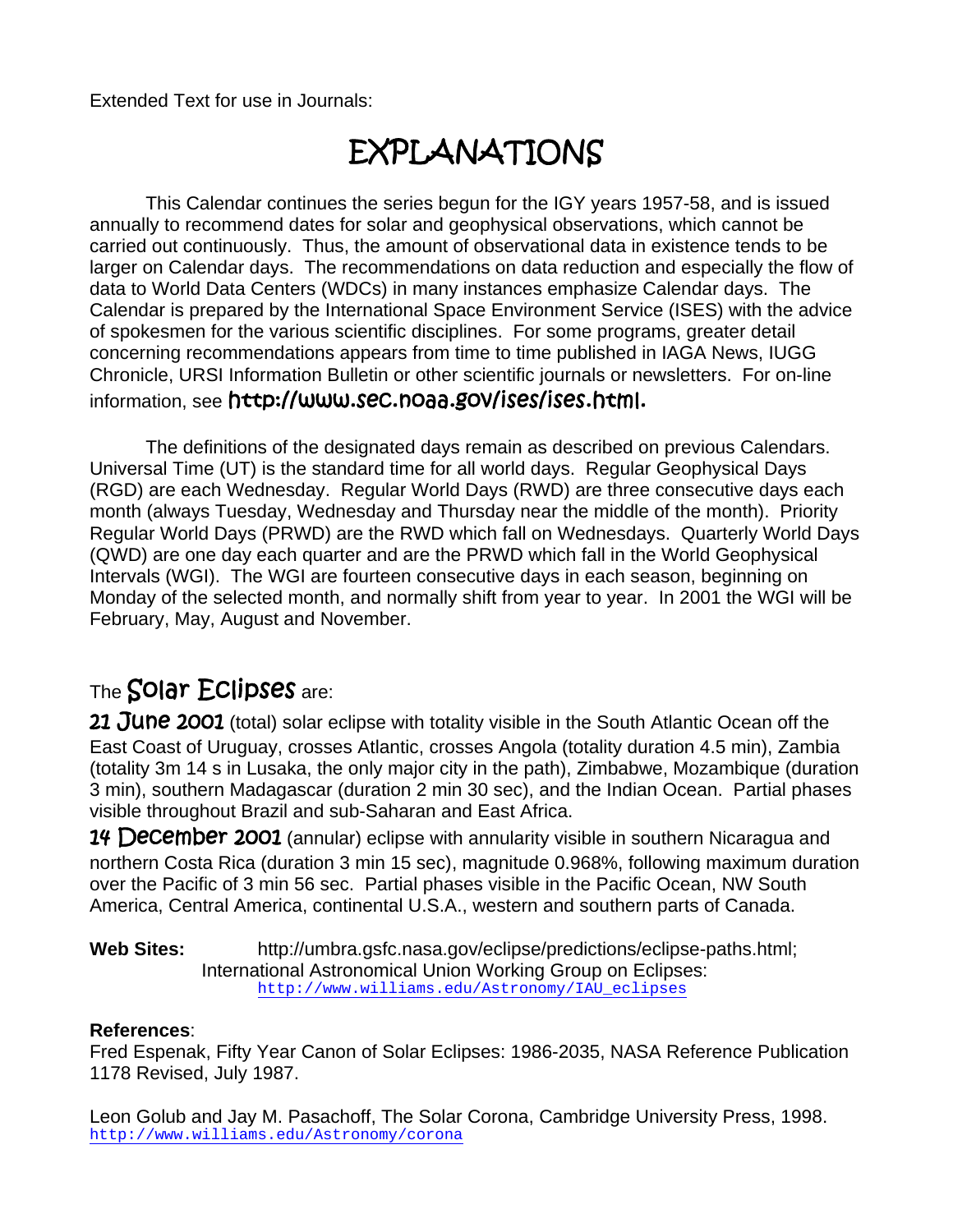Extended Text for use in Journals:

# EXPLANATIONS

This Calendar continues the series begun for the IGY years 1957-58, and is issued annually to recommend dates for solar and geophysical observations, which cannot be carried out continuously. Thus, the amount of observational data in existence tends to be larger on Calendar days. The recommendations on data reduction and especially the flow of data to World Data Centers (WDCs) in many instances emphasize Calendar days. The Calendar is prepared by the International Space Environment Service (ISES) with the advice of spokesmen for the various scientific disciplines. For some programs, greater detail concerning recommendations appears from time to time published in IAGA News, IUGG Chronicle, URSI Information Bulletin or other scientific journals or newsletters. For on-line information, see **http://www.sec.noaa.gov/ises/ises.html.**

The definitions of the designated days remain as described on previous Calendars. Universal Time (UT) is the standard time for all world days. Regular Geophysical Days (RGD) are each Wednesday. Regular World Days (RWD) are three consecutive days each month (always Tuesday, Wednesday and Thursday near the middle of the month). Priority Regular World Days (PRWD) are the RWD which fall on Wednesdays. Quarterly World Days (QWD) are one day each quarter and are the PRWD which fall in the World Geophysical Intervals (WGI). The WGI are fourteen consecutive days in each season, beginning on Monday of the selected month, and normally shift from year to year. In 2001 the WGI will be February, May, August and November.

## The Solar Eclipses are:

**21 June 2001** (total) solar eclipse with totality visible in the South Atlantic Ocean off the East Coast of Uruguay, crosses Atlantic, crosses Angola (totality duration 4.5 min), Zambia (totality 3m 14 s in Lusaka, the only major city in the path), Zimbabwe, Mozambique (duration 3 min), southern Madagascar (duration 2 min 30 sec), and the Indian Ocean. Partial phases visible throughout Brazil and sub-Saharan and East Africa.

**14 December 2001** (annular) eclipse with annularity visible in southern Nicaragua and northern Costa Rica (duration 3 min 15 sec), magnitude 0.968%, following maximum duration over the Pacific of 3 min 56 sec. Partial phases visible in the Pacific Ocean, NW South America, Central America, continental U.S.A., western and southern parts of Canada.

**Web Sites:** http://umbra.gsfc.nasa.gov/eclipse/predictions/eclipse-paths.html;
International Astronomical Union Working Group on Eclipses:
http://www.williams.edu/Astronomy/IAU_eclipses

**References**:

Fred Espenak, Fifty Year Canon of Solar Eclipses: 1986-2035, NASA Reference Publication 1178 Revised, July 1987.

Leon Golub and Jay M. Pasachoff, The Solar Corona, Cambridge University Press, 1998.
http://www.williams.edu/Astronomy/corona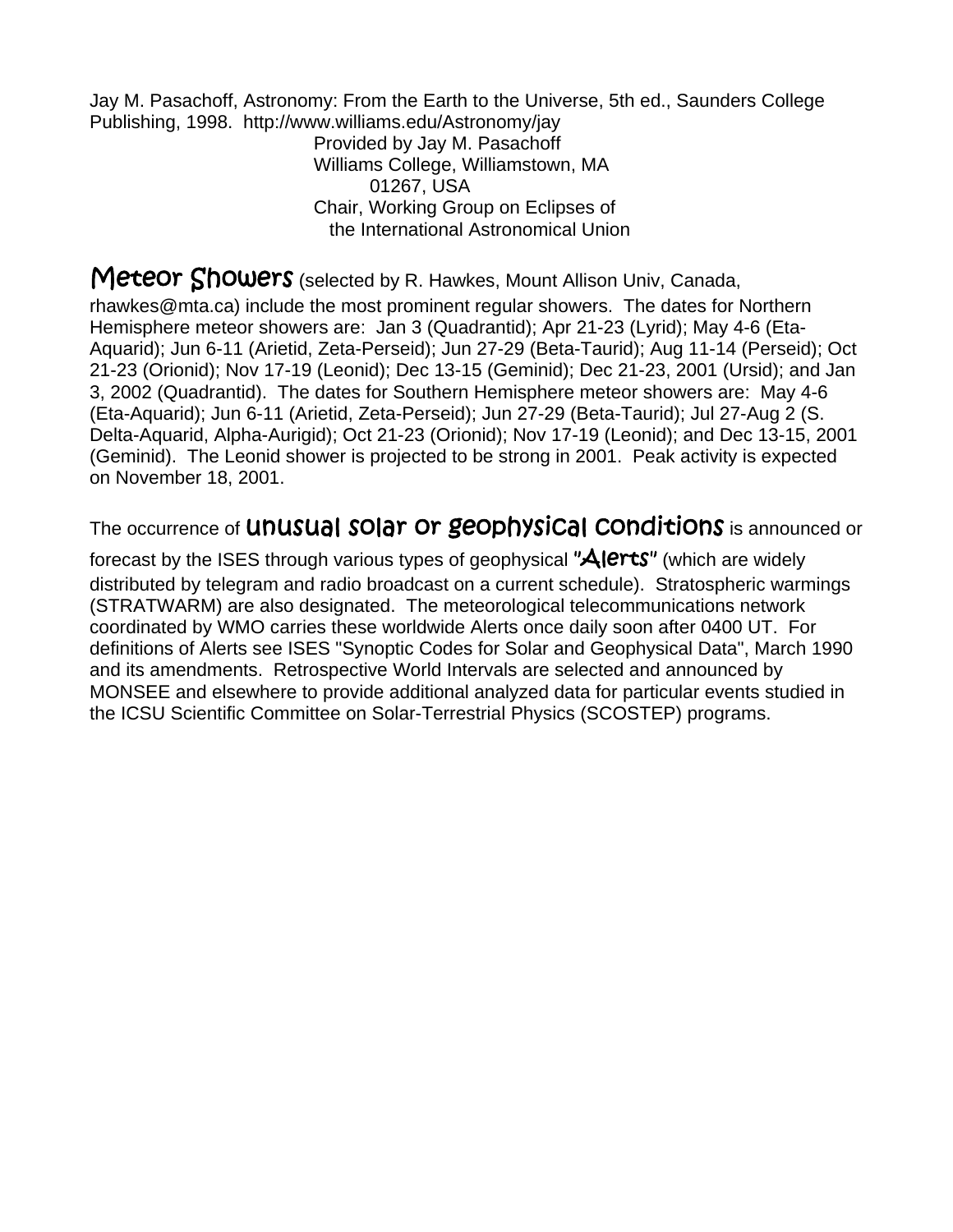Jay M. Pasachoff, Astronomy: From the Earth to the Universe, 5th ed., Saunders College Publishing, 1998. http://www.williams.edu/Astronomy/jay

Provided by Jay M. Pasachoff
Williams College, Williamstown, MA 01267, USA
Chair, Working Group on Eclipses of the International Astronomical Union

**Meteor Showers** (selected by R. Hawkes, Mount Allison Univ, Canada, rhawkes@mta.ca) include the most prominent regular showers. The dates for Northern Hemisphere meteor showers are: Jan 3 (Quadrantid); Apr 21-23 (Lyrid); May 4-6 (Eta-Aquarid); Jun 6-11 (Arietid, Zeta-Perseid); Jun 27-29 (Beta-Taurid); Aug 11-14 (Perseid); Oct 21-23 (Orionid); Nov 17-19 (Leonid); Dec 13-15 (Geminid); Dec 21-23, 2001 (Ursid); and Jan 3, 2002 (Quadrantid). The dates for Southern Hemisphere meteor showers are: May 4-6 (Eta-Aquarid); Jun 6-11 (Arietid, Zeta-Perseid); Jun 27-29 (Beta-Taurid); Jul 27-Aug 2 (S. Delta-Aquarid, Alpha-Aurigid); Oct 21-23 (Orionid); Nov 17-19 (Leonid); and Dec 13-15, 2001 (Geminid). The Leonid shower is projected to be strong in 2001. Peak activity is expected on November 18, 2001.

The occurrence of **unusual solar or geophysical conditions** is announced or forecast by the ISES through various types of geophysical **"Alerts"** (which are widely distributed by telegram and radio broadcast on a current schedule). Stratospheric warmings (STRATWARM) are also designated. The meteorological telecommunications network coordinated by WMO carries these worldwide Alerts once daily soon after 0400 UT. For definitions of Alerts see ISES "Synoptic Codes for Solar and Geophysical Data", March 1990 and its amendments. Retrospective World Intervals are selected and announced by MONSEE and elsewhere to provide additional analyzed data for particular events studied in the ICSU Scientific Committee on Solar-Terrestrial Physics (SCOSTEP) programs.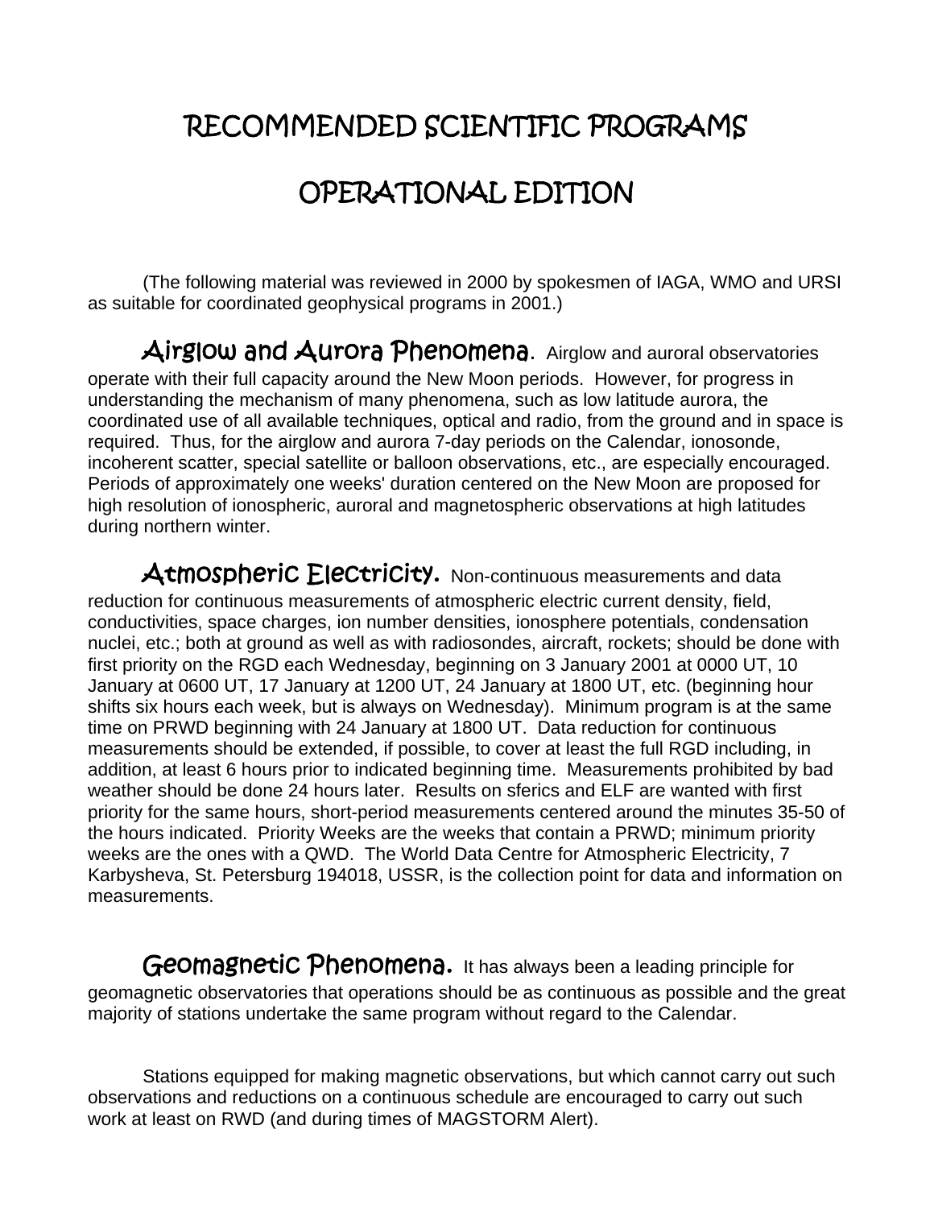# RECOMMENDED SCIENTIFIC PROGRAMS

# OPERATIONAL EDITION

(The following material was reviewed in 2000 by spokesmen of IAGA, WMO and URSI as suitable for coordinated geophysical programs in 2001.)

**Airglow and Aurora Phenomena**. Airglow and auroral observatories operate with their full capacity around the New Moon periods. However, for progress in understanding the mechanism of many phenomena, such as low latitude aurora, the coordinated use of all available techniques, optical and radio, from the ground and in space is required. Thus, for the airglow and aurora 7-day periods on the Calendar, ionosonde, incoherent scatter, special satellite or balloon observations, etc., are especially encouraged. Periods of approximately one weeks' duration centered on the New Moon are proposed for high resolution of ionospheric, auroral and magnetospheric observations at high latitudes during northern winter.

**Atmospheric Electricity.** Non-continuous measurements and data reduction for continuous measurements of atmospheric electric current density, field, conductivities, space charges, ion number densities, ionosphere potentials, condensation nuclei, etc.; both at ground as well as with radiosondes, aircraft, rockets; should be done with first priority on the RGD each Wednesday, beginning on 3 January 2001 at 0000 UT, 10 January at 0600 UT, 17 January at 1200 UT, 24 January at 1800 UT, etc. (beginning hour shifts six hours each week, but is always on Wednesday). Minimum program is at the same time on PRWD beginning with 24 January at 1800 UT. Data reduction for continuous measurements should be extended, if possible, to cover at least the full RGD including, in addition, at least 6 hours prior to indicated beginning time. Measurements prohibited by bad weather should be done 24 hours later. Results on sferics and ELF are wanted with first priority for the same hours, short-period measurements centered around the minutes 35-50 of the hours indicated. Priority Weeks are the weeks that contain a PRWD; minimum priority weeks are the ones with a QWD. The World Data Centre for Atmospheric Electricity, 7 Karbysheva, St. Petersburg 194018, USSR, is the collection point for data and information on measurements.

**Geomagnetic Phenomena.** It has always been a leading principle for geomagnetic observatories that operations should be as continuous as possible and the great majority of stations undertake the same program without regard to the Calendar.

Stations equipped for making magnetic observations, but which cannot carry out such observations and reductions on a continuous schedule are encouraged to carry out such work at least on RWD (and during times of MAGSTORM Alert).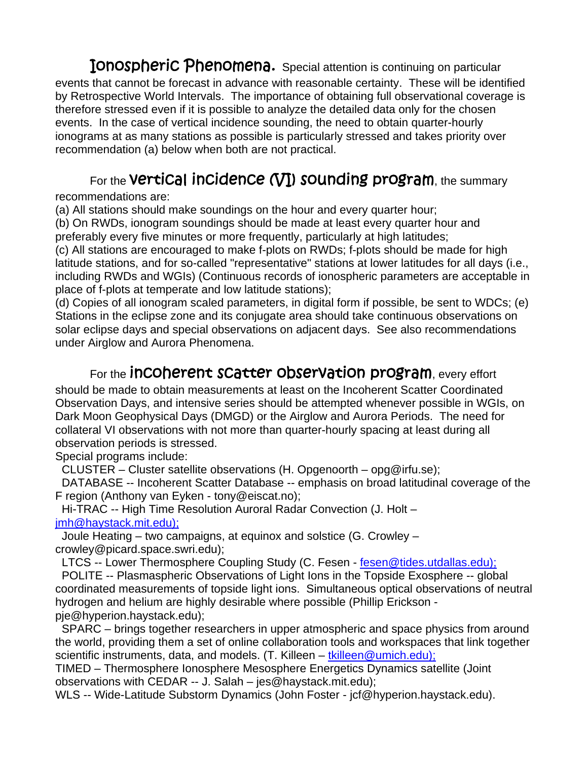**Ionospheric Phenomena.** Special attention is continuing on particular events that cannot be forecast in advance with reasonable certainty. These will be identified by Retrospective World Intervals. The importance of obtaining full observational coverage is therefore stressed even if it is possible to analyze the detailed data only for the chosen events. In the case of vertical incidence sounding, the need to obtain quarter-hourly ionograms at as many stations as possible is particularly stressed and takes priority over recommendation (a) below when both are not practical.

For the **Vertical incidence (VI) sounding program**, the summary recommendations are:
(a) All stations should make soundings on the hour and every quarter hour;
(b) On RWDs, ionogram soundings should be made at least every quarter hour and preferably every five minutes or more frequently, particularly at high latitudes;
(c) All stations are encouraged to make f-plots on RWDs; f-plots should be made for high latitude stations, and for so-called "representative" stations at lower latitudes for all days (i.e., including RWDs and WGIs) (Continuous records of ionospheric parameters are acceptable in place of f-plots at temperate and low latitude stations);
(d) Copies of all ionogram scaled parameters, in digital form if possible, be sent to WDCs; (e) Stations in the eclipse zone and its conjugate area should take continuous observations on solar eclipse days and special observations on adjacent days. See also recommendations under Airglow and Aurora Phenomena.

For the **incoherent scatter observation program**, every effort should be made to obtain measurements at least on the Incoherent Scatter Coordinated Observation Days, and intensive series should be attempted whenever possible in WGIs, on Dark Moon Geophysical Days (DMGD) or the Airglow and Aurora Periods. The need for collateral VI observations with not more than quarter-hourly spacing at least during all observation periods is stressed.
Special programs include:
CLUSTER – Cluster satellite observations (H. Opgenoorth – opg@irfu.se);
DATABASE -- Incoherent Scatter Database -- emphasis on broad latitudinal coverage of the F region (Anthony van Eyken - tony@eiscat.no);
Hi-TRAC -- High Time Resolution Auroral Radar Convection (J. Holt – jmh@haystack.mit.edu);
Joule Heating – two campaigns, at equinox and solstice (G. Crowley – crowley@picard.space.swri.edu);
LTCS -- Lower Thermosphere Coupling Study (C. Fesen - fesen@tides.utdallas.edu);
POLITE -- Plasmaspheric Observations of Light Ions in the Topside Exosphere -- global coordinated measurements of topside light ions. Simultaneous optical observations of neutral hydrogen and helium are highly desirable where possible (Phillip Erickson - pje@hyperion.haystack.edu);
SPARC – brings together researchers in upper atmospheric and space physics from around the world, providing them a set of online collaboration tools and workspaces that link together scientific instruments, data, and models. (T. Killeen – tkilleen@umich.edu);
TIMED – Thermosphere Ionosphere Mesosphere Energetics Dynamics satellite (Joint observations with CEDAR -- J. Salah – jes@haystack.mit.edu);
WLS -- Wide-Latitude Substorm Dynamics (John Foster - jcf@hyperion.haystack.edu).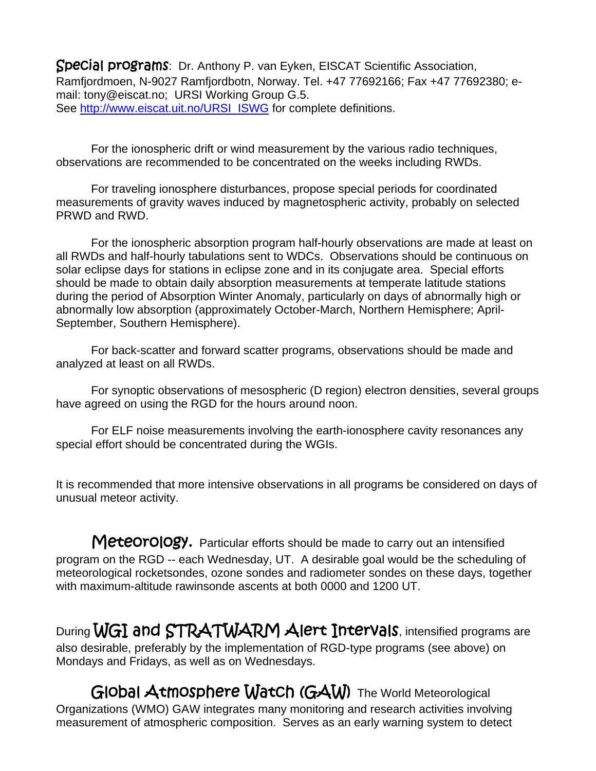**Special programs**: Dr. Anthony P. van Eyken, EISCAT Scientific Association, Ramfjordmoen, N-9027 Ramfjordbotn, Norway. Tel. +47 77692166; Fax +47 77692380; e-mail: tony@eiscat.no; URSI Working Group G.5.
See [http://www.eiscat.uit.no/URSI_ISWG](http://www.eiscat.uit.no/URSI_ISWG) for complete definitions.

For the ionospheric drift or wind measurement by the various radio techniques, observations are recommended to be concentrated on the weeks including RWDs.

For traveling ionosphere disturbances, propose special periods for coordinated measurements of gravity waves induced by magnetospheric activity, probably on selected PRWD and RWD.

For the ionospheric absorption program half-hourly observations are made at least on all RWDs and half-hourly tabulations sent to WDCs. Observations should be continuous on solar eclipse days for stations in eclipse zone and in its conjugate area. Special efforts should be made to obtain daily absorption measurements at temperate latitude stations during the period of Absorption Winter Anomaly, particularly on days of abnormally high or abnormally low absorption (approximately October-March, Northern Hemisphere; April-September, Southern Hemisphere).

For back-scatter and forward scatter programs, observations should be made and analyzed at least on all RWDs.

For synoptic observations of mesospheric (D region) electron densities, several groups have agreed on using the RGD for the hours around noon.

For ELF noise measurements involving the earth-ionosphere cavity resonances any special effort should be concentrated during the WGIs.

It is recommended that more intensive observations in all programs be considered on days of unusual meteor activity.

**Meteorology.** Particular efforts should be made to carry out an intensified program on the RGD -- each Wednesday, UT. A desirable goal would be the scheduling of meteorological rocketsondes, ozone sondes and radiometer sondes on these days, together with maximum-altitude rawinsonde ascents at both 0000 and 1200 UT.

During **WGI and STRATWARM Alert Intervals**, intensified programs are also desirable, preferably by the implementation of RGD-type programs (see above) on Mondays and Fridays, as well as on Wednesdays.

**Global Atmosphere Watch (GAW)** The World Meteorological Organizations (WMO) GAW integrates many monitoring and research activities involving measurement of atmospheric composition. Serves as an early warning system to detect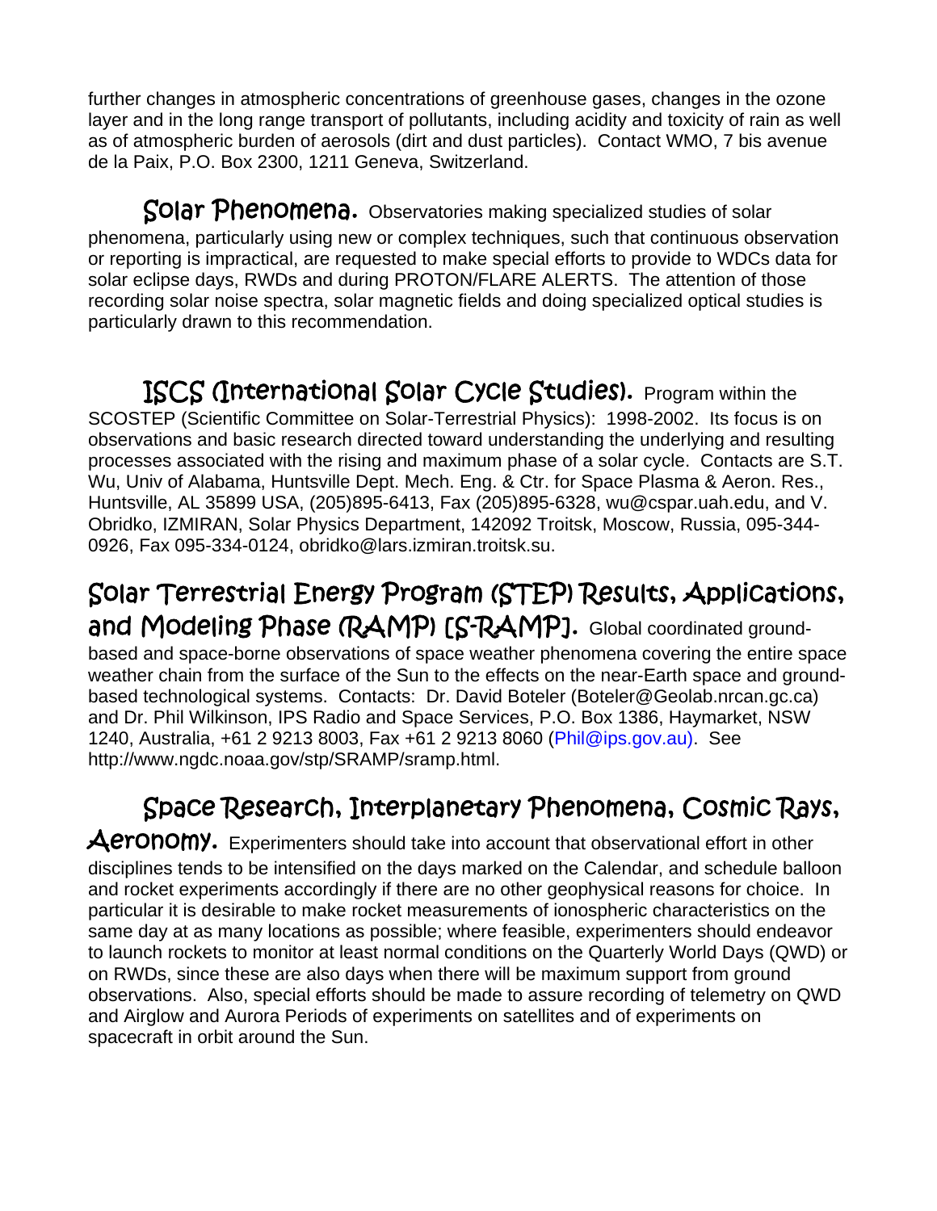further changes in atmospheric concentrations of greenhouse gases, changes in the ozone layer and in the long range transport of pollutants, including acidity and toxicity of rain as well as of atmospheric burden of aerosols (dirt and dust particles). Contact WMO, 7 bis avenue de la Paix, P.O. Box 2300, 1211 Geneva, Switzerland.

**Solar Phenomena.** Observatories making specialized studies of solar phenomena, particularly using new or complex techniques, such that continuous observation or reporting is impractical, are requested to make special efforts to provide to WDCs data for solar eclipse days, RWDs and during PROTON/FLARE ALERTS. The attention of those recording solar noise spectra, solar magnetic fields and doing specialized optical studies is particularly drawn to this recommendation.

**ISCS (International Solar Cycle Studies).** Program within the SCOSTEP (Scientific Committee on Solar-Terrestrial Physics): 1998-2002. Its focus is on observations and basic research directed toward understanding the underlying and resulting processes associated with the rising and maximum phase of a solar cycle. Contacts are S.T. Wu, Univ of Alabama, Huntsville Dept. Mech. Eng. & Ctr. for Space Plasma & Aeron. Res., Huntsville, AL 35899 USA, (205)895-6413, Fax (205)895-6328, wu@cspar.uah.edu, and V. Obridko, IZMIRAN, Solar Physics Department, 142092 Troitsk, Moscow, Russia, 095-344-0926, Fax 095-334-0124, obridko@lars.izmiran.troitsk.su.

**Solar Terrestrial Energy Program (STEP) Results, Applications, and Modeling Phase (RAMP) [S-RAMP].** Global coordinated ground-based and space-borne observations of space weather phenomena covering the entire space weather chain from the surface of the Sun to the effects on the near-Earth space and ground-based technological systems. Contacts: Dr. David Boteler (Boteler@Geolab.nrcan.gc.ca) and Dr. Phil Wilkinson, IPS Radio and Space Services, P.O. Box 1386, Haymarket, NSW 1240, Australia, +61 2 9213 8003, Fax +61 2 9213 8060 (Phil@ips.gov.au). See http://www.ngdc.noaa.gov/stp/SRAMP/sramp.html.

**Space Research, Interplanetary Phenomena, Cosmic Rays, Aeronomy.** Experimenters should take into account that observational effort in other disciplines tends to be intensified on the days marked on the Calendar, and schedule balloon and rocket experiments accordingly if there are no other geophysical reasons for choice. In particular it is desirable to make rocket measurements of ionospheric characteristics on the same day at as many locations as possible; where feasible, experimenters should endeavor to launch rockets to monitor at least normal conditions on the Quarterly World Days (QWD) or on RWDs, since these are also days when there will be maximum support from ground observations. Also, special efforts should be made to assure recording of telemetry on QWD and Airglow and Aurora Periods of experiments on satellites and of experiments on spacecraft in orbit around the Sun.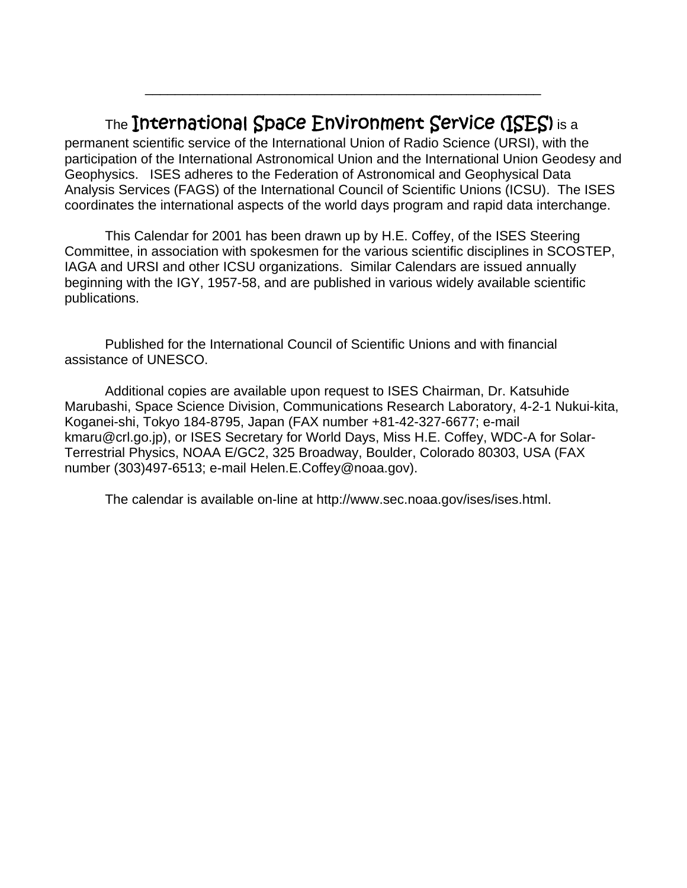---

The **International Space Environment Service (ISES)** is a permanent scientific service of the International Union of Radio Science (URSI), with the participation of the International Astronomical Union and the International Union Geodesy and Geophysics. ISES adheres to the Federation of Astronomical and Geophysical Data Analysis Services (FAGS) of the International Council of Scientific Unions (ICSU). The ISES coordinates the international aspects of the world days program and rapid data interchange.

This Calendar for 2001 has been drawn up by H.E. Coffey, of the ISES Steering Committee, in association with spokesmen for the various scientific disciplines in SCOSTEP, IAGA and URSI and other ICSU organizations. Similar Calendars are issued annually beginning with the IGY, 1957-58, and are published in various widely available scientific publications.

Published for the International Council of Scientific Unions and with financial assistance of UNESCO.

Additional copies are available upon request to ISES Chairman, Dr. Katsuhide Marubashi, Space Science Division, Communications Research Laboratory, 4-2-1 Nukui-kita, Koganei-shi, Tokyo 184-8795, Japan (FAX number +81-42-327-6677; e-mail kmaru@crl.go.jp), or ISES Secretary for World Days, Miss H.E. Coffey, WDC-A for Solar-Terrestrial Physics, NOAA E/GC2, 325 Broadway, Boulder, Colorado 80303, USA (FAX number (303)497-6513; e-mail Helen.E.Coffey@noaa.gov).

The calendar is available on-line at http://www.sec.noaa.gov/ises/ises.html.